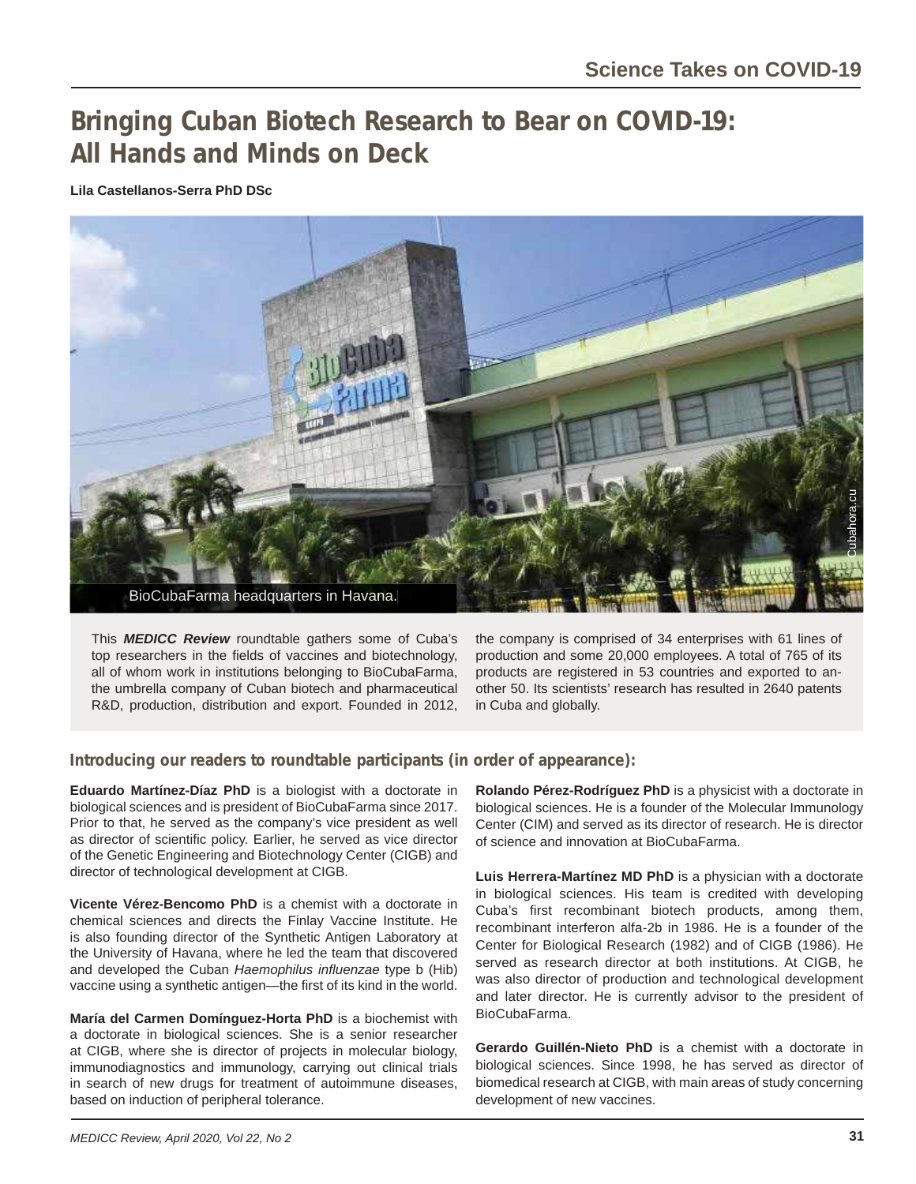# Bringing Cuban Biotech Research to Bear on COVID-19: All Hands and Minds on Deck

**Lila Castellanos-Serra PhD DSc**

BioCubaFarma headquarters in Havana.

This ***MEDICC Review*** roundtable gathers some of Cuba's top researchers in the fields of vaccines and biotechnology, all of whom work in institutions belonging to BioCubaFarma, the umbrella company of Cuban biotech and pharmaceutical R&D, production, distribution and export. Founded in 2012, the company is comprised of 34 enterprises with 61 lines of production and some 20,000 employees. A total of 765 of its products are registered in 53 countries and exported to another 50. Its scientists' research has resulted in 2640 patents in Cuba and globally.

## Introducing our readers to roundtable participants (in order of appearance):

**Eduardo Martínez-Díaz PhD** is a biologist with a doctorate in biological sciences and is president of BioCubaFarma since 2017. Prior to that, he served as the company's vice president as well as director of scientific policy. Earlier, he served as vice director of the Genetic Engineering and Biotechnology Center (CIGB) and director of technological development at CIGB.

**Vicente Vérez-Bencomo PhD** is a chemist with a doctorate in chemical sciences and directs the Finlay Vaccine Institute. He is also founding director of the Synthetic Antigen Laboratory at the University of Havana, where he led the team that discovered and developed the Cuban *Haemophilus influenzae* type b (Hib) vaccine using a synthetic antigen—the first of its kind in the world.

**María del Carmen Domínguez-Horta PhD** is a biochemist with a doctorate in biological sciences. She is a senior researcher at CIGB, where she is director of projects in molecular biology, immunodiagnostics and immunology, carrying out clinical trials in search of new drugs for treatment of autoimmune diseases, based on induction of peripheral tolerance.

**Rolando Pérez-Rodríguez PhD** is a physicist with a doctorate in biological sciences. He is a founder of the Molecular Immunology Center (CIM) and served as its director of research. He is director of science and innovation at BioCubaFarma.

**Luis Herrera-Martínez MD PhD** is a physician with a doctorate in biological sciences. His team is credited with developing Cuba's first recombinant biotech products, among them, recombinant interferon alfa-2b in 1986. He is a founder of the Center for Biological Research (1982) and of CIGB (1986). He served as research director at both institutions. At CIGB, he was also director of production and technological development and later director. He is currently advisor to the president of BioCubaFarma.

**Gerardo Guillén-Nieto PhD** is a chemist with a doctorate in biological sciences. Since 1998, he has served as director of biomedical research at CIGB, with main areas of study concerning development of new vaccines.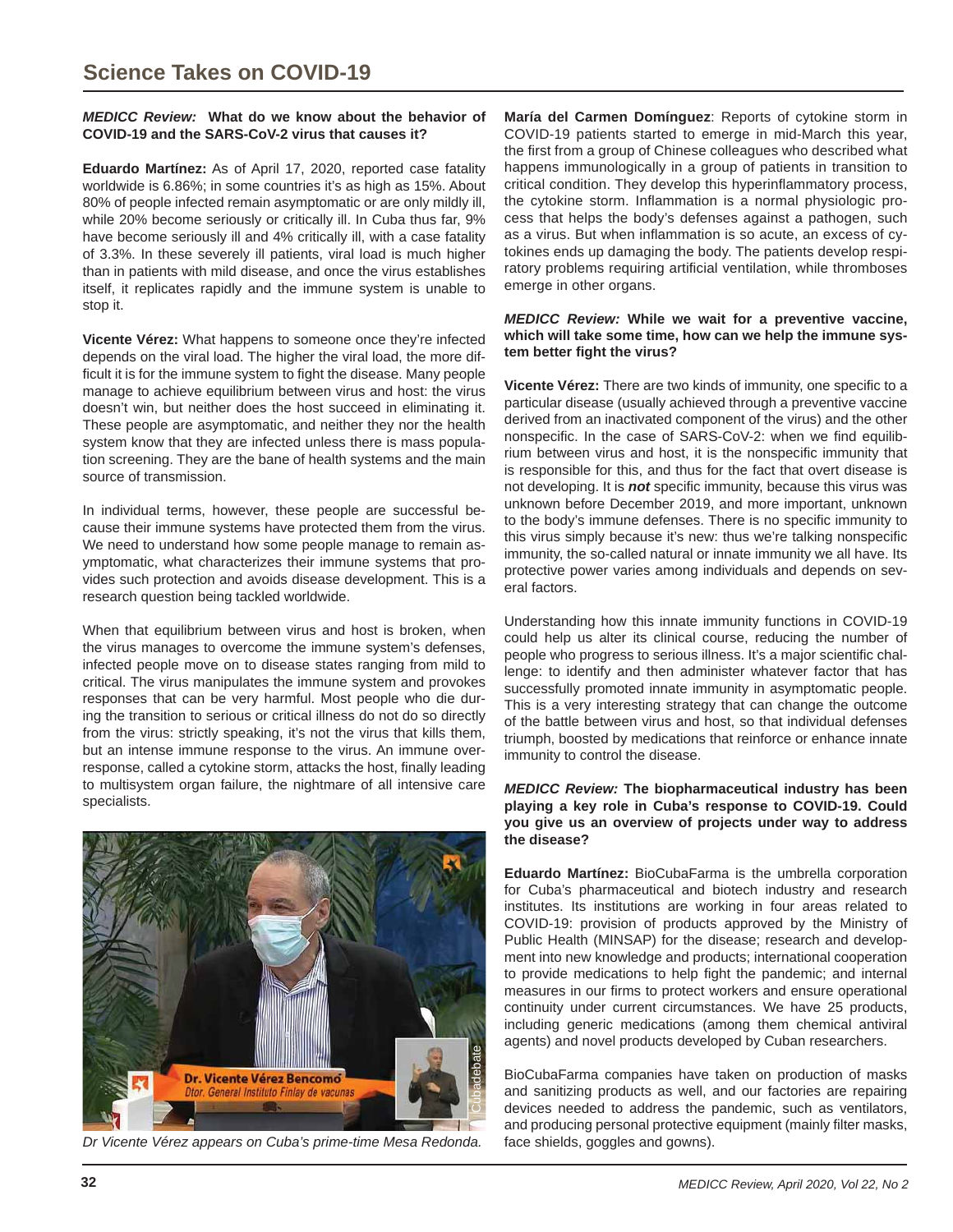## Science Takes on COVID-19

***MEDICC Review:* What do we know about the behavior of COVID-19 and the SARS-CoV-2 virus that causes it?**

**Eduardo Martínez:** As of April 17, 2020, reported case fatality worldwide is 6.86%; in some countries it's as high as 15%. About 80% of people infected remain asymptomatic or are only mildly ill, while 20% become seriously or critically ill. In Cuba thus far, 9% have become seriously ill and 4% critically ill, with a case fatality of 3.3%. In these severely ill patients, viral load is much higher than in patients with mild disease, and once the virus establishes itself, it replicates rapidly and the immune system is unable to stop it.

**Vicente Vérez:** What happens to someone once they're infected depends on the viral load. The higher the viral load, the more difficult it is for the immune system to fight the disease. Many people manage to achieve equilibrium between virus and host: the virus doesn't win, but neither does the host succeed in eliminating it. These people are asymptomatic, and neither they nor the health system know that they are infected unless there is mass population screening. They are the bane of health systems and the main source of transmission.

In individual terms, however, these people are successful because their immune systems have protected them from the virus. We need to understand how some people manage to remain asymptomatic, what characterizes their immune systems that provides such protection and avoids disease development. This is a research question being tackled worldwide.

When that equilibrium between virus and host is broken, when the virus manages to overcome the immune system's defenses, infected people move on to disease states ranging from mild to critical. The virus manipulates the immune system and provokes responses that can be very harmful. Most people who die during the transition to serious or critical illness do not do so directly from the virus: strictly speaking, it's not the virus that kills them, but an intense immune response to the virus. An immune overresponse, called a cytokine storm, attacks the host, finally leading to multisystem organ failure, the nightmare of all intensive care specialists.

*Dr Vicente Vérez appears on Cuba's prime-time Mesa Redonda.*

**María del Carmen Domínguez**: Reports of cytokine storm in COVID-19 patients started to emerge in mid-March this year, the first from a group of Chinese colleagues who described what happens immunologically in a group of patients in transition to critical condition. They develop this hyperinflammatory process, the cytokine storm. Inflammation is a normal physiologic process that helps the body's defenses against a pathogen, such as a virus. But when inflammation is so acute, an excess of cytokines ends up damaging the body. The patients develop respiratory problems requiring artificial ventilation, while thromboses emerge in other organs.

***MEDICC Review:* While we wait for a preventive vaccine, which will take some time, how can we help the immune system better fight the virus?**

**Vicente Vérez:** There are two kinds of immunity, one specific to a particular disease (usually achieved through a preventive vaccine derived from an inactivated component of the virus) and the other nonspecific. In the case of SARS-CoV-2: when we find equilibrium between virus and host, it is the nonspecific immunity that is responsible for this, and thus for the fact that overt disease is not developing. It is ***not*** specific immunity, because this virus was unknown before December 2019, and more important, unknown to the body's immune defenses. There is no specific immunity to this virus simply because it's new: thus we're talking nonspecific immunity, the so-called natural or innate immunity we all have. Its protective power varies among individuals and depends on several factors.

Understanding how this innate immunity functions in COVID-19 could help us alter its clinical course, reducing the number of people who progress to serious illness. It's a major scientific challenge: to identify and then administer whatever factor that has successfully promoted innate immunity in asymptomatic people. This is a very interesting strategy that can change the outcome of the battle between virus and host, so that individual defenses triumph, boosted by medications that reinforce or enhance innate immunity to control the disease.

***MEDICC Review:* The biopharmaceutical industry has been playing a key role in Cuba's response to COVID-19. Could you give us an overview of projects under way to address the disease?**

**Eduardo Martínez:** BioCubaFarma is the umbrella corporation for Cuba's pharmaceutical and biotech industry and research institutes. Its institutions are working in four areas related to COVID-19: provision of products approved by the Ministry of Public Health (MINSAP) for the disease; research and development into new knowledge and products; international cooperation to provide medications to help fight the pandemic; and internal measures in our firms to protect workers and ensure operational continuity under current circumstances. We have 25 products, including generic medications (among them chemical antiviral agents) and novel products developed by Cuban researchers.

BioCubaFarma companies have taken on production of masks and sanitizing products as well, and our factories are repairing devices needed to address the pandemic, such as ventilators, and producing personal protective equipment (mainly filter masks, face shields, goggles and gowns).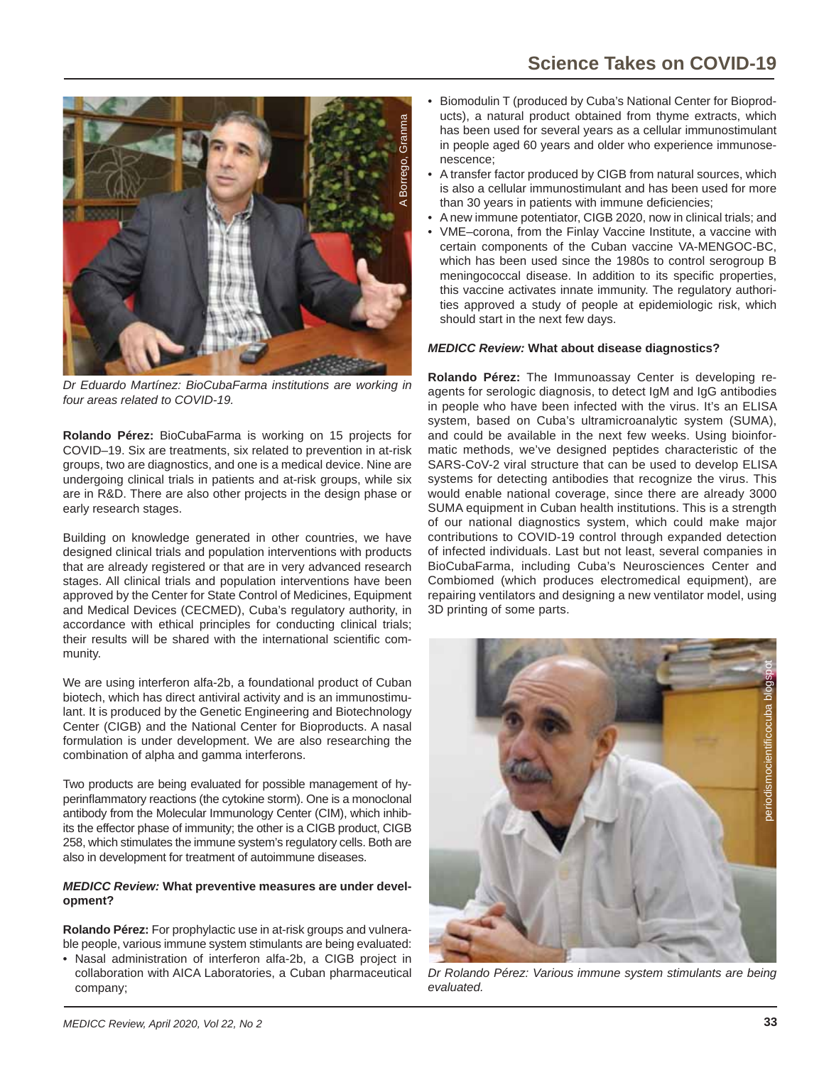*Dr Eduardo Martínez: BioCubaFarma institutions are working in four areas related to COVID-19.*

**Rolando Pérez:** BioCubaFarma is working on 15 projects for COVID–19. Six are treatments, six related to prevention in at-risk groups, two are diagnostics, and one is a medical device. Nine are undergoing clinical trials in patients and at-risk groups, while six are in R&D. There are also other projects in the design phase or early research stages.

Building on knowledge generated in other countries, we have designed clinical trials and population interventions with products that are already registered or that are in very advanced research stages. All clinical trials and population interventions have been approved by the Center for State Control of Medicines, Equipment and Medical Devices (CECMED), Cuba's regulatory authority, in accordance with ethical principles for conducting clinical trials; their results will be shared with the international scientific community.

We are using interferon alfa-2b, a foundational product of Cuban biotech, which has direct antiviral activity and is an immunostimulant. It is produced by the Genetic Engineering and Biotechnology Center (CIGB) and the National Center for Bioproducts. A nasal formulation is under development. We are also researching the combination of alpha and gamma interferons.

Two products are being evaluated for possible management of hyperinflammatory reactions (the cytokine storm). One is a monoclonal antibody from the Molecular Immunology Center (CIM), which inhibits the effector phase of immunity; the other is a CIGB product, CIGB 258, which stimulates the immune system's regulatory cells. Both are also in development for treatment of autoimmune diseases.

***MEDICC Review:*** **What preventive measures are under development?**

**Rolando Pérez:** For prophylactic use in at-risk groups and vulnerable people, various immune system stimulants are being evaluated:

- Nasal administration of interferon alfa-2b, a CIGB project in collaboration with AICA Laboratories, a Cuban pharmaceutical company;
- Biomodulin T (produced by Cuba's National Center for Bioproducts), a natural product obtained from thyme extracts, which has been used for several years as a cellular immunostimulant in people aged 60 years and older who experience immunosenescence;
- A transfer factor produced by CIGB from natural sources, which is also a cellular immunostimulant and has been used for more than 30 years in patients with immune deficiencies;
- A new immune potentiator, CIGB 2020, now in clinical trials; and
- VME–corona, from the Finlay Vaccine Institute, a vaccine with certain components of the Cuban vaccine VA-MENGOC-BC, which has been used since the 1980s to control serogroup B meningococcal disease. In addition to its specific properties, this vaccine activates innate immunity. The regulatory authorities approved a study of people at epidemiologic risk, which should start in the next few days.

***MEDICC Review:*** **What about disease diagnostics?**

**Rolando Pérez:** The Immunoassay Center is developing reagents for serologic diagnosis, to detect IgM and IgG antibodies in people who have been infected with the virus. It's an ELISA system, based on Cuba's ultramicroanalytic system (SUMA), and could be available in the next few weeks. Using bioinformatic methods, we've designed peptides characteristic of the SARS-CoV-2 viral structure that can be used to develop ELISA systems for detecting antibodies that recognize the virus. This would enable national coverage, since there are already 3000 SUMA equipment in Cuban health institutions. This is a strength of our national diagnostics system, which could make major contributions to COVID-19 control through expanded detection of infected individuals. Last but not least, several companies in BioCubaFarma, including Cuba's Neurosciences Center and Combiomed (which produces electromedical equipment), are repairing ventilators and designing a new ventilator model, using 3D printing of some parts.

*Dr Rolando Pérez: Various immune system stimulants are being evaluated.*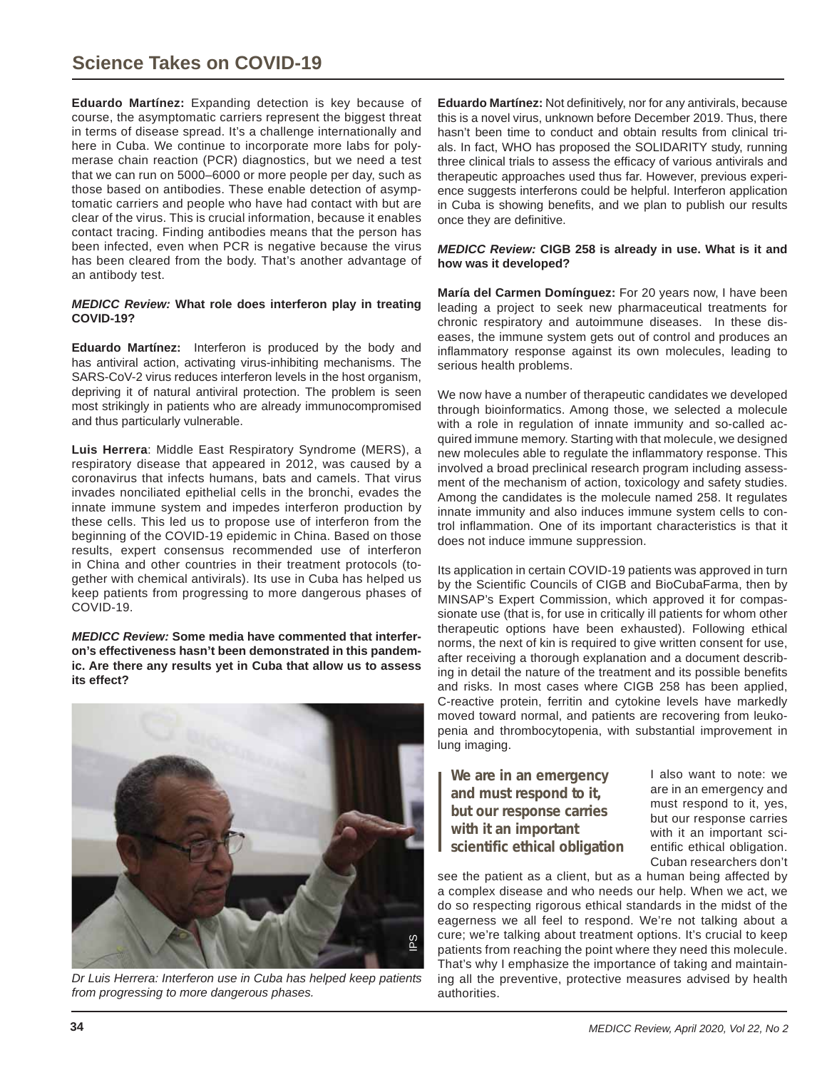## Science Takes on COVID-19

**Eduardo Martínez:** Expanding detection is key because of course, the asymptomatic carriers represent the biggest threat in terms of disease spread. It's a challenge internationally and here in Cuba. We continue to incorporate more labs for polymerase chain reaction (PCR) diagnostics, but we need a test that we can run on 5000–6000 or more people per day, such as those based on antibodies. These enable detection of asymptomatic carriers and people who have had contact with but are clear of the virus. This is crucial information, because it enables contact tracing. Finding antibodies means that the person has been infected, even when PCR is negative because the virus has been cleared from the body. That's another advantage of an antibody test.

***MEDICC Review:*** **What role does interferon play in treating COVID-19?**

**Eduardo Martínez:** Interferon is produced by the body and has antiviral action, activating virus-inhibiting mechanisms. The SARS-CoV-2 virus reduces interferon levels in the host organism, depriving it of natural antiviral protection. The problem is seen most strikingly in patients who are already immunocompromised and thus particularly vulnerable.

**Luis Herrera**: Middle East Respiratory Syndrome (MERS), a respiratory disease that appeared in 2012, was caused by a coronavirus that infects humans, bats and camels. That virus invades nonciliated epithelial cells in the bronchi, evades the innate immune system and impedes interferon production by these cells. This led us to propose use of interferon from the beginning of the COVID-19 epidemic in China. Based on those results, expert consensus recommended use of interferon in China and other countries in their treatment protocols (together with chemical antivirals). Its use in Cuba has helped us keep patients from progressing to more dangerous phases of COVID-19.

***MEDICC Review:*** **Some media have commented that interferon's effectiveness hasn't been demonstrated in this pandemic. Are there any results yet in Cuba that allow us to assess its effect?**

*Dr Luis Herrera: Interferon use in Cuba has helped keep patients from progressing to more dangerous phases.*

**Eduardo Martínez:** Not definitively, nor for any antivirals, because this is a novel virus, unknown before December 2019. Thus, there hasn't been time to conduct and obtain results from clinical trials. In fact, WHO has proposed the SOLIDARITY study, running three clinical trials to assess the efficacy of various antivirals and therapeutic approaches used thus far. However, previous experience suggests interferons could be helpful. Interferon application in Cuba is showing benefits, and we plan to publish our results once they are definitive.

***MEDICC Review:*** **CIGB 258 is already in use. What is it and how was it developed?**

**María del Carmen Domínguez:** For 20 years now, I have been leading a project to seek new pharmaceutical treatments for chronic respiratory and autoimmune diseases. In these diseases, the immune system gets out of control and produces an inflammatory response against its own molecules, leading to serious health problems.

We now have a number of therapeutic candidates we developed through bioinformatics. Among those, we selected a molecule with a role in regulation of innate immunity and so-called acquired immune memory. Starting with that molecule, we designed new molecules able to regulate the inflammatory response. This involved a broad preclinical research program including assessment of the mechanism of action, toxicology and safety studies. Among the candidates is the molecule named 258. It regulates innate immunity and also induces immune system cells to control inflammation. One of its important characteristics is that it does not induce immune suppression.

Its application in certain COVID-19 patients was approved in turn by the Scientific Councils of CIGB and BioCubaFarma, then by MINSAP's Expert Commission, which approved it for compassionate use (that is, for use in critically ill patients for whom other therapeutic options have been exhausted). Following ethical norms, the next of kin is required to give written consent for use, after receiving a thorough explanation and a document describing in detail the nature of the treatment and its possible benefits and risks. In most cases where CIGB 258 has been applied, C-reactive protein, ferritin and cytokine levels have markedly moved toward normal, and patients are recovering from leukopenia and thrombocytopenia, with substantial improvement in lung imaging.

> **We are in an emergency and must respond to it, but our response carries with it an important scientific ethical obligation**

I also want to note: we are in an emergency and must respond to it, yes, but our response carries with it an important scientific ethical obligation. Cuban researchers don't see the patient as a client, but as a human being affected by a complex disease and who needs our help. When we act, we do so respecting rigorous ethical standards in the midst of the eagerness we all feel to respond. We're not talking about a cure; we're talking about treatment options. It's crucial to keep patients from reaching the point where they need this molecule. That's why I emphasize the importance of taking and maintaining all the preventive, protective measures advised by health authorities.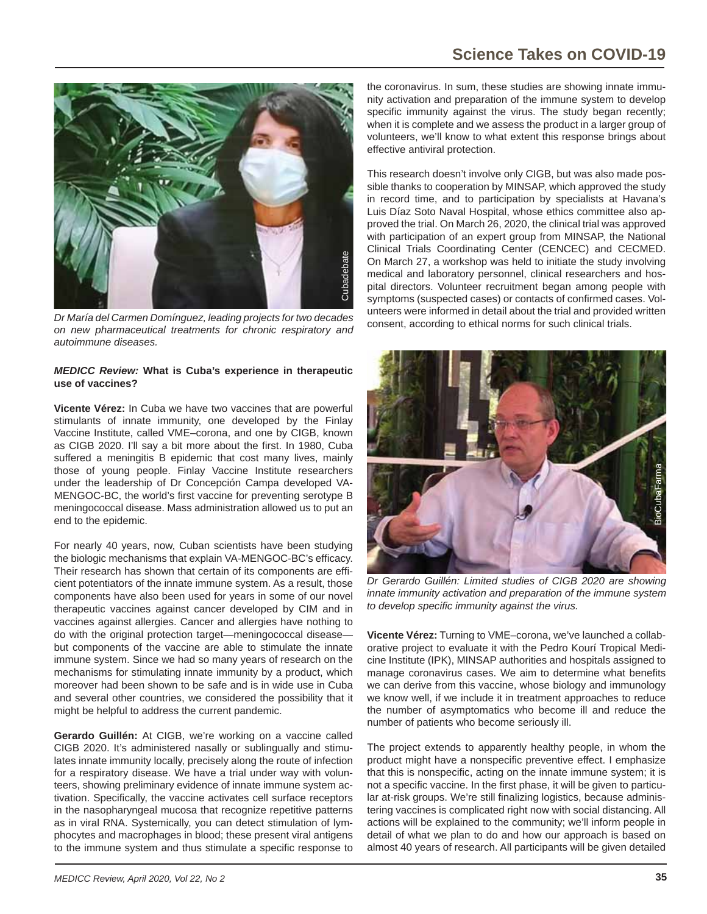*Dr María del Carmen Domínguez, leading projects for two decades on new pharmaceutical treatments for chronic respiratory and autoimmune diseases.*

***MEDICC Review:*** **What is Cuba's experience in therapeutic use of vaccines?**

**Vicente Vérez:** In Cuba we have two vaccines that are powerful stimulants of innate immunity, one developed by the Finlay Vaccine Institute, called VME–corona, and one by CIGB, known as CIGB 2020. I'll say a bit more about the first. In 1980, Cuba suffered a meningitis B epidemic that cost many lives, mainly those of young people. Finlay Vaccine Institute researchers under the leadership of Dr Concepción Campa developed VA-MENGOC-BC, the world's first vaccine for preventing serotype B meningococcal disease. Mass administration allowed us to put an end to the epidemic.

For nearly 40 years, now, Cuban scientists have been studying the biologic mechanisms that explain VA-MENGOC-BC's efficacy. Their research has shown that certain of its components are efficient potentiators of the innate immune system. As a result, those components have also been used for years in some of our novel therapeutic vaccines against cancer developed by CIM and in vaccines against allergies. Cancer and allergies have nothing to do with the original protection target—meningococcal disease—but components of the vaccine are able to stimulate the innate immune system. Since we had so many years of research on the mechanisms for stimulating innate immunity by a product, which moreover had been shown to be safe and is in wide use in Cuba and several other countries, we considered the possibility that it might be helpful to address the current pandemic.

**Gerardo Guillén:** At CIGB, we're working on a vaccine called CIGB 2020. It's administered nasally or sublingually and stimulates innate immunity locally, precisely along the route of infection for a respiratory disease. We have a trial under way with volunteers, showing preliminary evidence of innate immune system activation. Specifically, the vaccine activates cell surface receptors in the nasopharyngeal mucosa that recognize repetitive patterns as in viral RNA. Systemically, you can detect stimulation of lymphocytes and macrophages in blood; these present viral antigens to the immune system and thus stimulate a specific response to the coronavirus. In sum, these studies are showing innate immunity activation and preparation of the immune system to develop specific immunity against the virus. The study began recently; when it is complete and we assess the product in a larger group of volunteers, we'll know to what extent this response brings about effective antiviral protection.

This research doesn't involve only CIGB, but was also made possible thanks to cooperation by MINSAP, which approved the study in record time, and to participation by specialists at Havana's Luis Díaz Soto Naval Hospital, whose ethics committee also approved the trial. On March 26, 2020, the clinical trial was approved with participation of an expert group from MINSAP, the National Clinical Trials Coordinating Center (CENCEC) and CECMED. On March 27, a workshop was held to initiate the study involving medical and laboratory personnel, clinical researchers and hospital directors. Volunteer recruitment began among people with symptoms (suspected cases) or contacts of confirmed cases. Volunteers were informed in detail about the trial and provided written consent, according to ethical norms for such clinical trials.

*Dr Gerardo Guillén: Limited studies of CIGB 2020 are showing innate immunity activation and preparation of the immune system to develop specific immunity against the virus.*

**Vicente Vérez:** Turning to VME–corona, we've launched a collaborative project to evaluate it with the Pedro Kourí Tropical Medicine Institute (IPK), MINSAP authorities and hospitals assigned to manage coronavirus cases. We aim to determine what benefits we can derive from this vaccine, whose biology and immunology we know well, if we include it in treatment approaches to reduce the number of asymptomatics who become ill and reduce the number of patients who become seriously ill.

The project extends to apparently healthy people, in whom the product might have a nonspecific preventive effect. I emphasize that this is nonspecific, acting on the innate immune system; it is not a specific vaccine. In the first phase, it will be given to particular at-risk groups. We're still finalizing logistics, because administering vaccines is complicated right now with social distancing. All actions will be explained to the community; we'll inform people in detail of what we plan to do and how our approach is based on almost 40 years of research. All participants will be given detailed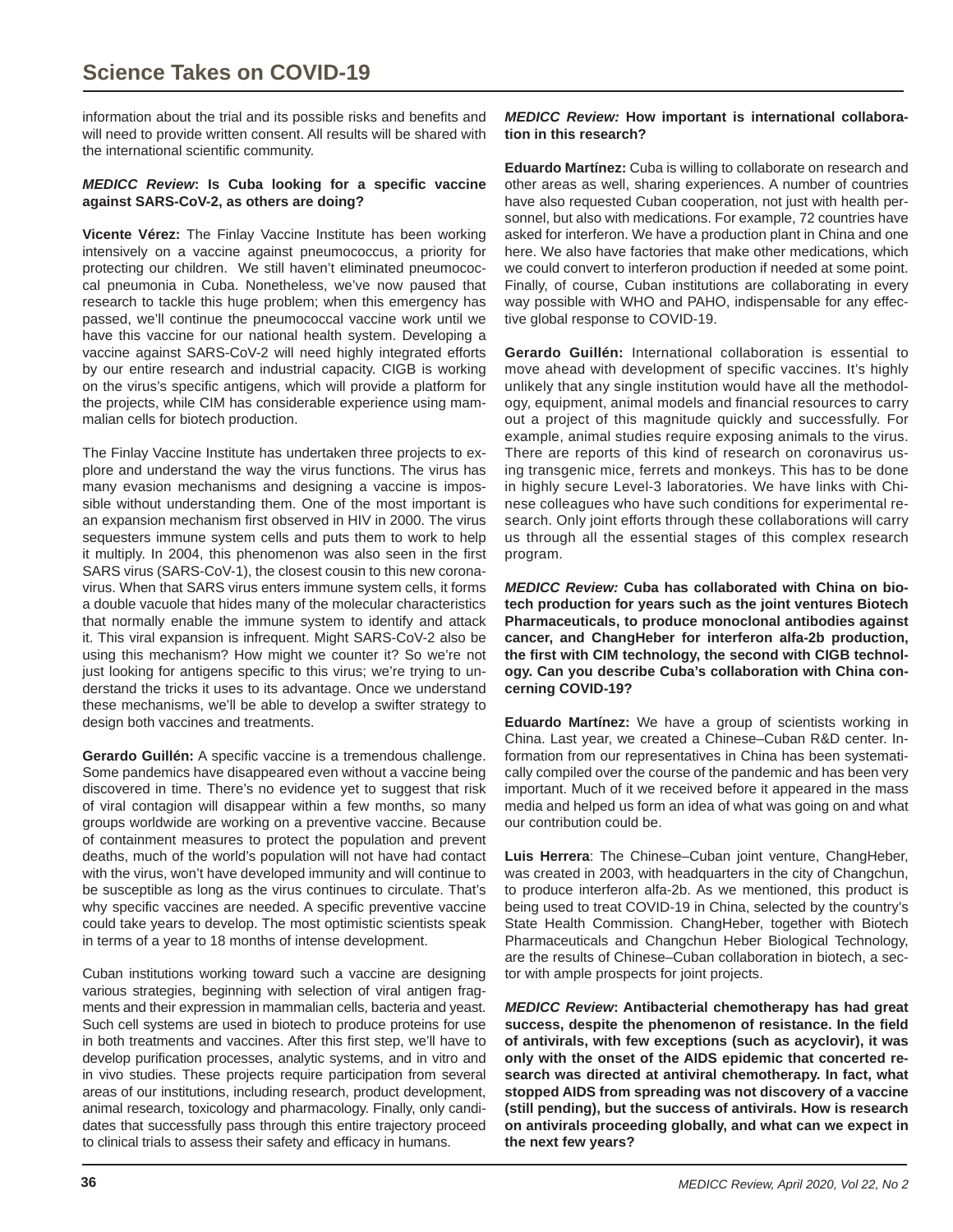information about the trial and its possible risks and benefits and will need to provide written consent. All results will be shared with the international scientific community.

***MEDICC Review*: Is Cuba looking for a specific vaccine against SARS-CoV-2, as others are doing?**

**Vicente Vérez:** The Finlay Vaccine Institute has been working intensively on a vaccine against pneumococcus, a priority for protecting our children. We still haven't eliminated pneumococcal pneumonia in Cuba. Nonetheless, we've now paused that research to tackle this huge problem; when this emergency has passed, we'll continue the pneumococcal vaccine work until we have this vaccine for our national health system. Developing a vaccine against SARS-CoV-2 will need highly integrated efforts by our entire research and industrial capacity. CIGB is working on the virus's specific antigens, which will provide a platform for the projects, while CIM has considerable experience using mammalian cells for biotech production.

The Finlay Vaccine Institute has undertaken three projects to explore and understand the way the virus functions. The virus has many evasion mechanisms and designing a vaccine is impossible without understanding them. One of the most important is an expansion mechanism first observed in HIV in 2000. The virus sequesters immune system cells and puts them to work to help it multiply. In 2004, this phenomenon was also seen in the first SARS virus (SARS-CoV-1), the closest cousin to this new coronavirus. When that SARS virus enters immune system cells, it forms a double vacuole that hides many of the molecular characteristics that normally enable the immune system to identify and attack it. This viral expansion is infrequent. Might SARS-CoV-2 also be using this mechanism? How might we counter it? So we're not just looking for antigens specific to this virus; we're trying to understand the tricks it uses to its advantage. Once we understand these mechanisms, we'll be able to develop a swifter strategy to design both vaccines and treatments.

**Gerardo Guillén:** A specific vaccine is a tremendous challenge. Some pandemics have disappeared even without a vaccine being discovered in time. There's no evidence yet to suggest that risk of viral contagion will disappear within a few months, so many groups worldwide are working on a preventive vaccine. Because of containment measures to protect the population and prevent deaths, much of the world's population will not have had contact with the virus, won't have developed immunity and will continue to be susceptible as long as the virus continues to circulate. That's why specific vaccines are needed. A specific preventive vaccine could take years to develop. The most optimistic scientists speak in terms of a year to 18 months of intense development.

Cuban institutions working toward such a vaccine are designing various strategies, beginning with selection of viral antigen fragments and their expression in mammalian cells, bacteria and yeast. Such cell systems are used in biotech to produce proteins for use in both treatments and vaccines. After this first step, we'll have to develop purification processes, analytic systems, and in vitro and in vivo studies. These projects require participation from several areas of our institutions, including research, product development, animal research, toxicology and pharmacology. Finally, only candidates that successfully pass through this entire trajectory proceed to clinical trials to assess their safety and efficacy in humans.

***MEDICC Review:* How important is international collaboration in this research?**

**Eduardo Martínez:** Cuba is willing to collaborate on research and other areas as well, sharing experiences. A number of countries have also requested Cuban cooperation, not just with health personnel, but also with medications. For example, 72 countries have asked for interferon. We have a production plant in China and one here. We also have factories that make other medications, which we could convert to interferon production if needed at some point. Finally, of course, Cuban institutions are collaborating in every way possible with WHO and PAHO, indispensable for any effective global response to COVID-19.

**Gerardo Guillén:** International collaboration is essential to move ahead with development of specific vaccines. It's highly unlikely that any single institution would have all the methodology, equipment, animal models and financial resources to carry out a project of this magnitude quickly and successfully. For example, animal studies require exposing animals to the virus. There are reports of this kind of research on coronavirus using transgenic mice, ferrets and monkeys. This has to be done in highly secure Level-3 laboratories. We have links with Chinese colleagues who have such conditions for experimental research. Only joint efforts through these collaborations will carry us through all the essential stages of this complex research program.

***MEDICC Review:* Cuba has collaborated with China on biotech production for years such as the joint ventures Biotech Pharmaceuticals, to produce monoclonal antibodies against cancer, and ChangHeber for interferon alfa-2b production, the first with CIM technology, the second with CIGB technology. Can you describe Cuba's collaboration with China concerning COVID-19?**

**Eduardo Martínez:** We have a group of scientists working in China. Last year, we created a Chinese–Cuban R&D center. Information from our representatives in China has been systematically compiled over the course of the pandemic and has been very important. Much of it we received before it appeared in the mass media and helped us form an idea of what was going on and what our contribution could be.

**Luis Herrera**: The Chinese–Cuban joint venture, ChangHeber, was created in 2003, with headquarters in the city of Changchun, to produce interferon alfa-2b. As we mentioned, this product is being used to treat COVID-19 in China, selected by the country's State Health Commission. ChangHeber, together with Biotech Pharmaceuticals and Changchun Heber Biological Technology, are the results of Chinese–Cuban collaboration in biotech, a sector with ample prospects for joint projects.

***MEDICC Review*: Antibacterial chemotherapy has had great success, despite the phenomenon of resistance. In the field of antivirals, with few exceptions (such as acyclovir), it was only with the onset of the AIDS epidemic that concerted research was directed at antiviral chemotherapy. In fact, what stopped AIDS from spreading was not discovery of a vaccine (still pending), but the success of antivirals. How is research on antivirals proceeding globally, and what can we expect in the next few years?**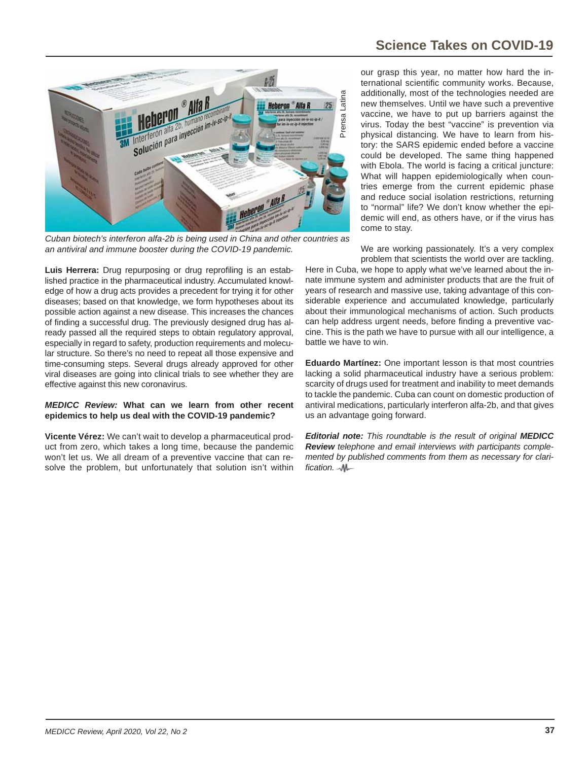Cuban biotech's interferon alfa-2b is being used in China and other countries as an antiviral and immune booster during the COVID-19 pandemic.

**Luis Herrera:** Drug repurposing or drug reprofiling is an established practice in the pharmaceutical industry. Accumulated knowledge of how a drug acts provides a precedent for trying it for other diseases; based on that knowledge, we form hypotheses about its possible action against a new disease. This increases the chances of finding a successful drug. The previously designed drug has already passed all the required steps to obtain regulatory approval, especially in regard to safety, production requirements and molecular structure. So there's no need to repeat all those expensive and time-consuming steps. Several drugs already approved for other viral diseases are going into clinical trials to see whether they are effective against this new coronavirus.

***MEDICC Review:* What can we learn from other recent epidemics to help us deal with the COVID-19 pandemic?**

**Vicente Vérez:** We can't wait to develop a pharmaceutical product from zero, which takes a long time, because the pandemic won't let us. We all dream of a preventive vaccine that can resolve the problem, but unfortunately that solution isn't within our grasp this year, no matter how hard the international scientific community works. Because, additionally, most of the technologies needed are new themselves. Until we have such a preventive vaccine, we have to put up barriers against the virus. Today the best "vaccine" is prevention via physical distancing. We have to learn from history: the SARS epidemic ended before a vaccine could be developed. The same thing happened with Ebola. The world is facing a critical juncture: What will happen epidemiologically when countries emerge from the current epidemic phase and reduce social isolation restrictions, returning to "normal" life? We don't know whether the epidemic will end, as others have, or if the virus has come to stay.

We are working passionately. It's a very complex problem that scientists the world over are tackling. Here in Cuba, we hope to apply what we've learned about the innate immune system and administer products that are the fruit of years of research and massive use, taking advantage of this considerable experience and accumulated knowledge, particularly about their immunological mechanisms of action. Such products can help address urgent needs, before finding a preventive vaccine. This is the path we have to pursue with all our intelligence, a battle we have to win.

**Eduardo Martínez:** One important lesson is that most countries lacking a solid pharmaceutical industry have a serious problem: scarcity of drugs used for treatment and inability to meet demands to tackle the pandemic. Cuba can count on domestic production of antiviral medications, particularly interferon alfa-2b, and that gives us an advantage going forward.

***Editorial note:*** *This roundtable is the result of original **MEDICC Review** telephone and email interviews with participants complemented by published comments from them as necessary for clarification.*